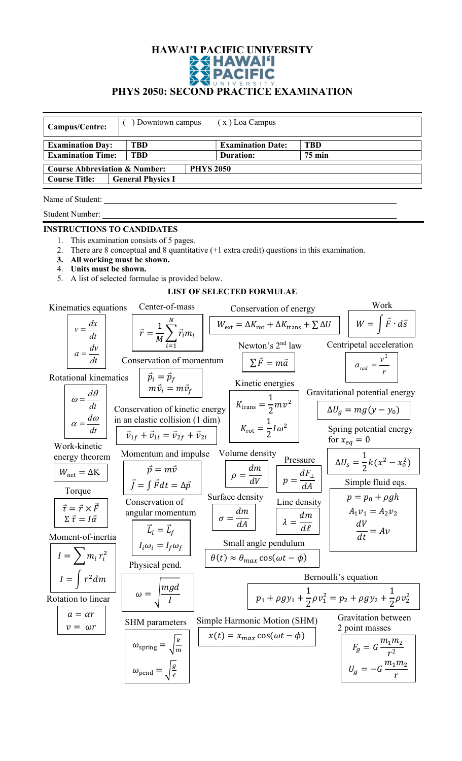# HAWAI'I PACIFIC UNIVERSITY

## PHYS 2050: SECOND PRACTICE EXAMINATION

| **Campus/Centre:** | ( ) Downtown campus | ( x ) Loa Campus | |
|---|---|---|---|
| **Examination Day:** | **TBD** | **Examination Date:** | **TBD** |
| **Examination Time:** | **TBD** | **Duration:** | **75 min** |
| **Course Abbreviation & Number:** | **PHYS 2050** | | |
| **Course Title:** | **General Physics I** | | |

Name of Student: ______________________________________________

Student Number: ______________________________________________

### INSTRUCTIONS TO CANDIDATES

1. This examination consists of 5 pages.
2. There are 8 conceptual and 8 quantitative (+1 extra credit) questions in this examination.
3. **All working must be shown.**
4. **Units must be shown.**
5. A list of selected formulae is provided below.

### LIST OF SELECTED FORMULAE

**Kinematics equations**

$$v = \frac{dx}{dt} \qquad a = \frac{dv}{dt}$$

**Center-of-mass**

$$\vec{r} = \frac{1}{M}\sum_{i=1}^{N} \vec{r}_i m_i$$

**Conservation of energy**

$$W_{\text{ext}} = \Delta K_{\text{rot}} + \Delta K_{\text{trans}} + \sum \Delta U$$

**Work**

$$W = \int \vec{F} \cdot d\vec{s}$$

**Newton's 2nd law**

$$\sum \vec{F} = m\vec{a}$$

**Centripetal acceleration**

$$a_{rad} = \frac{v^2}{r}$$

**Conservation of momentum**

$$\vec{p}_i = \vec{p}_f \qquad m\vec{v}_i = m\vec{v}_f$$

**Rotational kinematics**

$$\omega = \frac{d\theta}{dt} \qquad \alpha = \frac{d\omega}{dt}$$

**Kinetic energies**

$$K_{\text{trans}} = \frac{1}{2}mv^2 \qquad K_{\text{rot}} = \frac{1}{2}I\omega^2$$

**Gravitational potential energy**

$$\Delta U_g = mg(y - y_0)$$

**Conservation of kinetic energy in an elastic collision (1 dim)**

$$\vec{v}_{1f} + \vec{v}_{1i} = \vec{v}_{2f} + \vec{v}_{2i}$$

**Spring potential energy for $x_{eq} = 0$**

$$\Delta U_s = \frac{1}{2}k(x^2 - x_0^2)$$

**Work-kinetic energy theorem**

$$W_{\text{net}} = \Delta K$$

**Momentum and impulse**

$$\vec{p} = m\vec{v} \qquad \vec{J} = \int \vec{F} dt = \Delta\vec{p}$$

**Volume density**

$$\rho = \frac{dm}{dV}$$

**Pressure**

$$p = \frac{dF_{\perp}}{dA}$$

**Simple fluid eqs.**

$$p = p_0 + \rho gh \qquad A_1 v_1 = A_2 v_2 \qquad \frac{dV}{dt} = Av$$

**Torque**

$$\vec{\tau} = \vec{r} \times \vec{F} \qquad \Sigma\,\vec{\tau} = I\vec{\alpha}$$

**Conservation of angular momentum**

$$\vec{L}_i = \vec{L}_f \qquad I_i\omega_i = I_f\omega_f$$

**Surface density**

$$\sigma = \frac{dm}{dA}$$

**Line density**

$$\lambda = \frac{dm}{d\ell}$$

**Moment-of-inertia**

$$I = \sum m_i r_i^2 \qquad I = \int r^2 dm$$

**Small angle pendulum**

$$\theta(t) \approx \theta_{max}\cos(\omega t - \phi)$$

**Physical pend.**

$$\omega = \sqrt{\frac{mgd}{I}}$$

**Bernoulli's equation**

$$p_1 + \rho g y_1 + \frac{1}{2}\rho v_1^2 = p_2 + \rho g y_2 + \frac{1}{2}\rho v_2^2$$

**Rotation to linear**

$$a = \alpha r \qquad v = \omega r$$

**SHM parameters**

$$\omega_{\text{spring}} = \sqrt{\frac{k}{m}} \qquad \omega_{\text{pend}} = \sqrt{\frac{g}{\ell}}$$

**Simple Harmonic Motion (SHM)**

$$x(t) = x_{max}\cos(\omega t - \phi)$$

**Gravitation between 2 point masses**

$$F_g = G\frac{m_1 m_2}{r^2} \qquad U_g = -G\frac{m_1 m_2}{r}$$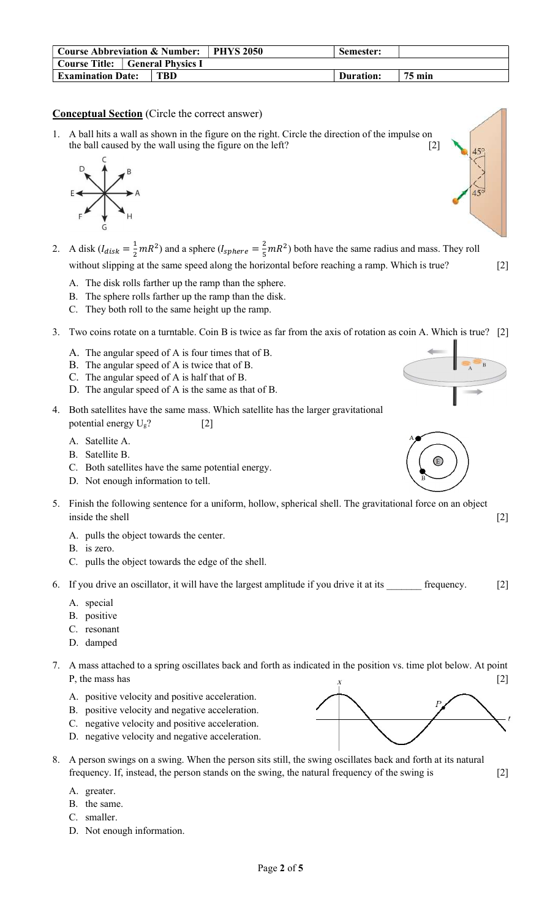| **Course Abbreviation & Number:** | **PHYS 2050** | **Semester:** | |
|---|---|---|---|
| **Course Title:** | **General Physics I** | | |
| **Examination Date:** | **TBD** | **Duration:** | **75 min** |

**Conceptual Section** (Circle the correct answer)

1. A ball hits a wall as shown in the figure on the right. Circle the direction of the impulse on the ball caused by the wall using the figure on the left? [2]

2. A disk ($I_{disk} = \frac{1}{2}mR^2$) and a sphere ($I_{sphere} = \frac{2}{5}mR^2$) both have the same radius and mass. They roll without slipping at the same speed along the horizontal before reaching a ramp. Which is true? [2]

   A. The disk rolls farther up the ramp than the sphere.
   B. The sphere rolls farther up the ramp than the disk.
   C. They both roll to the same height up the ramp.

3. Two coins rotate on a turntable. Coin B is twice as far from the axis of rotation as coin A. Which is true? [2]

   A. The angular speed of A is four times that of B.
   B. The angular speed of A is twice that of B.
   C. The angular speed of A is half that of B.
   D. The angular speed of A is the same as that of B.

4. Both satellites have the same mass. Which satellite has the larger gravitational potential energy $U_g$? [2]

   A. Satellite A.
   B. Satellite B.
   C. Both satellites have the same potential energy.
   D. Not enough information to tell.

5. Finish the following sentence for a uniform, hollow, spherical shell. The gravitational force on an object inside the shell [2]

   A. pulls the object towards the center.
   B. is zero.
   C. pulls the object towards the edge of the shell.

6. If you drive an oscillator, it will have the largest amplitude if you drive it at its _______ frequency. [2]

   A. special
   B. positive
   C. resonant
   D. damped

7. A mass attached to a spring oscillates back and forth as indicated in the position vs. time plot below. At point P, the mass has [2]

   A. positive velocity and positive acceleration.
   B. positive velocity and negative acceleration.
   C. negative velocity and positive acceleration.
   D. negative velocity and negative acceleration.

8. A person swings on a swing. When the person sits still, the swing oscillates back and forth at its natural frequency. If, instead, the person stands on the swing, the natural frequency of the swing is [2]

   A. greater.
   B. the same.
   C. smaller.
   D. Not enough information.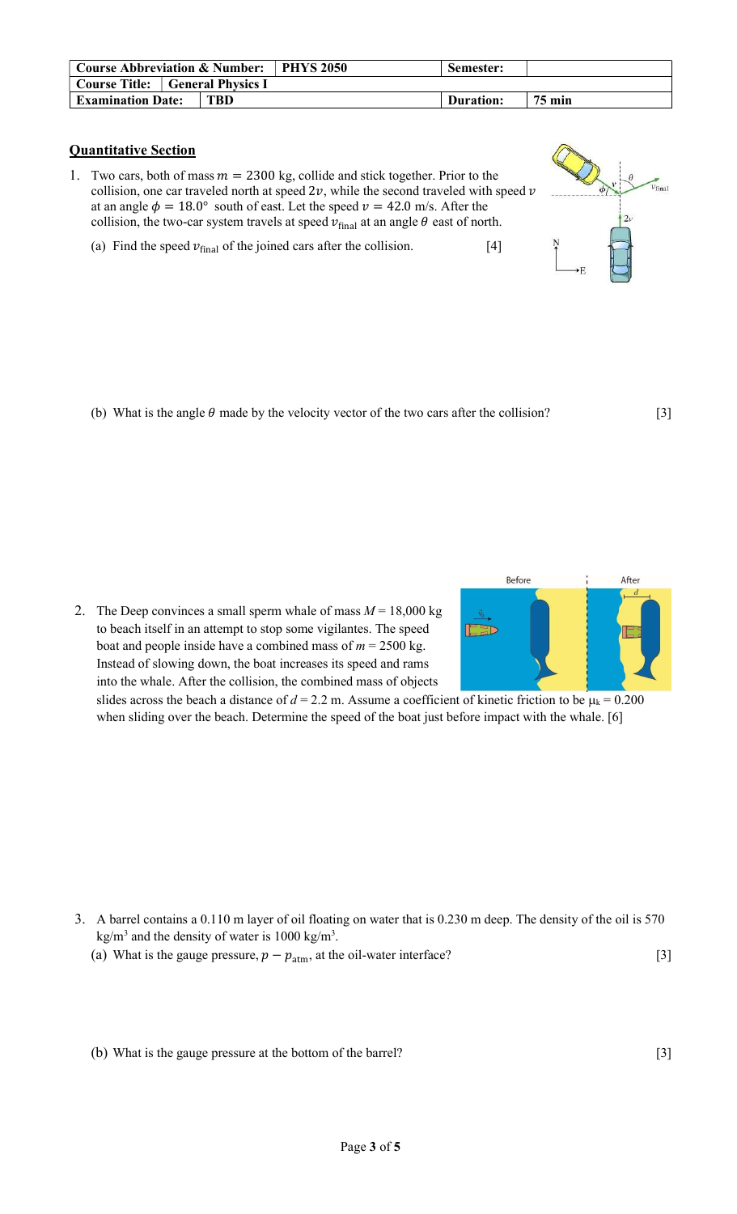| Course Abbreviation & Number: | PHYS 2050 | Semester: | |
|---|---|---|---|
| Course Title: | General Physics I | | |
| Examination Date: | TBD | Duration: | 75 min |

## Quantitative Section

1. Two cars, both of mass $m = 2300$ kg, collide and stick together. Prior to the collision, one car traveled north at speed $2v$, while the second traveled with speed $v$ at an angle $\phi = 18.0°$ south of east. Let the speed $v = 42.0$ m/s. After the collision, the two-car system travels at speed $v_{\text{final}}$ at an angle $\theta$ east of north.

   (a) Find the speed $v_{\text{final}}$ of the joined cars after the collision. [4]

   (b) What is the angle $\theta$ made by the velocity vector of the two cars after the collision? [3]

2. The Deep convinces a small sperm whale of mass $M = 18{,}000$ kg to beach itself in an attempt to stop some vigilantes. The speed boat and people inside have a combined mass of $m = 2500$ kg. Instead of slowing down, the boat increases its speed and rams into the whale. After the collision, the combined mass of objects slides across the beach a distance of $d = 2.2$ m. Assume a coefficient of kinetic friction to be $\mu_k = 0.200$ when sliding over the beach. Determine the speed of the boat just before impact with the whale. [6]

3. A barrel contains a 0.110 m layer of oil floating on water that is 0.230 m deep. The density of the oil is 570 kg/m$^3$ and the density of water is 1000 kg/m$^3$.

   (a) What is the gauge pressure, $p - p_{\text{atm}}$, at the oil-water interface? [3]

   (b) What is the gauge pressure at the bottom of the barrel? [3]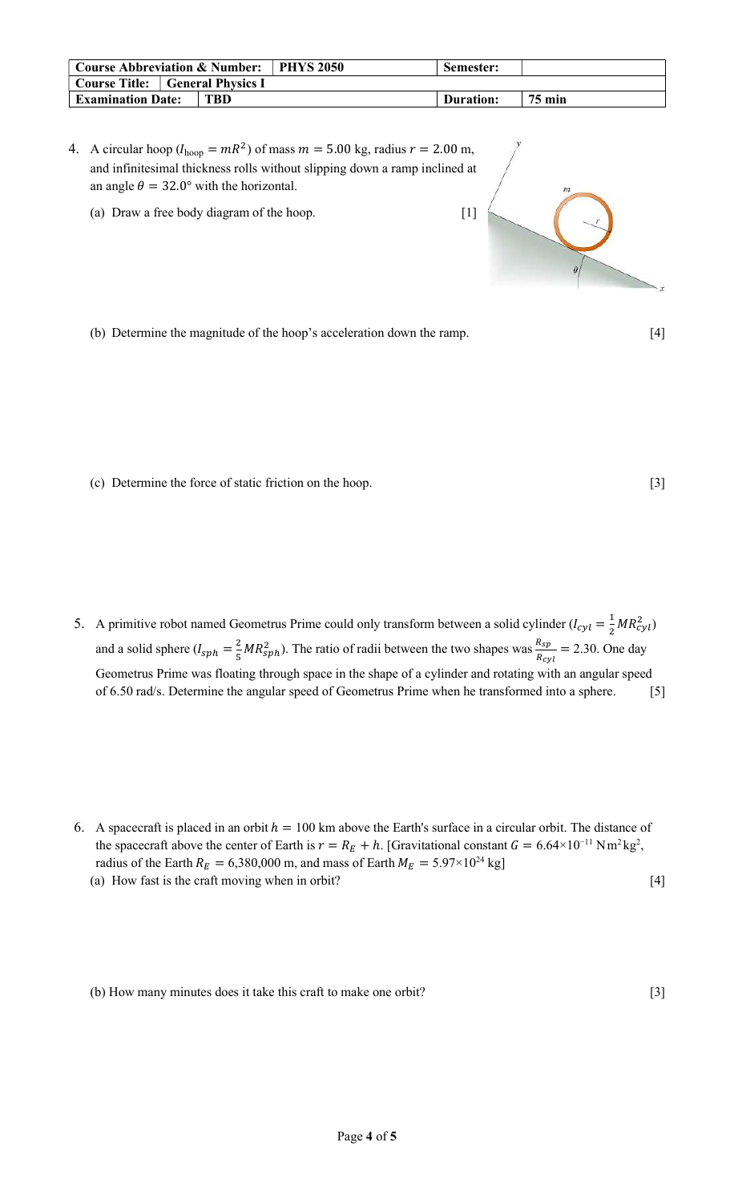| Course Abbreviation & Number: | PHYS 2050 | Semester: | |
|---|---|---|---|
| Course Title: | General Physics I | | |
| Examination Date: | TBD | Duration: | 75 min |

4. A circular hoop ($I_{\text{hoop}} = mR^2$) of mass $m = 5.00$ kg, radius $r = 2.00$ m, and infinitesimal thickness rolls without slipping down a ramp inclined at an angle $\theta = 32.0°$ with the horizontal.

   (a) Draw a free body diagram of the hoop. [1]

   (b) Determine the magnitude of the hoop's acceleration down the ramp. [4]

   (c) Determine the force of static friction on the hoop. [3]

5. A primitive robot named Geometrus Prime could only transform between a solid cylinder ($I_{cyl} = \frac{1}{2}MR_{cyl}^2$) and a solid sphere ($I_{sph} = \frac{2}{5}MR_{sph}^2$). The ratio of radii between the two shapes was $\frac{R_{sp}}{R_{cyl}} = 2.30$. One day Geometrus Prime was floating through space in the shape of a cylinder and rotating with an angular speed of 6.50 rad/s. Determine the angular speed of Geometrus Prime when he transformed into a sphere. [5]

6. A spacecraft is placed in an orbit $h = 100$ km above the Earth's surface in a circular orbit. The distance of the spacecraft above the center of Earth is $r = R_E + h$. [Gravitational constant $G = 6.64 \times 10^{-11}$ N m²kg², radius of the Earth $R_E = 6{,}380{,}000$ m, and mass of Earth $M_E = 5.97 \times 10^{24}$ kg]

   (a) How fast is the craft moving when in orbit? [4]

   (b) How many minutes does it take this craft to make one orbit? [3]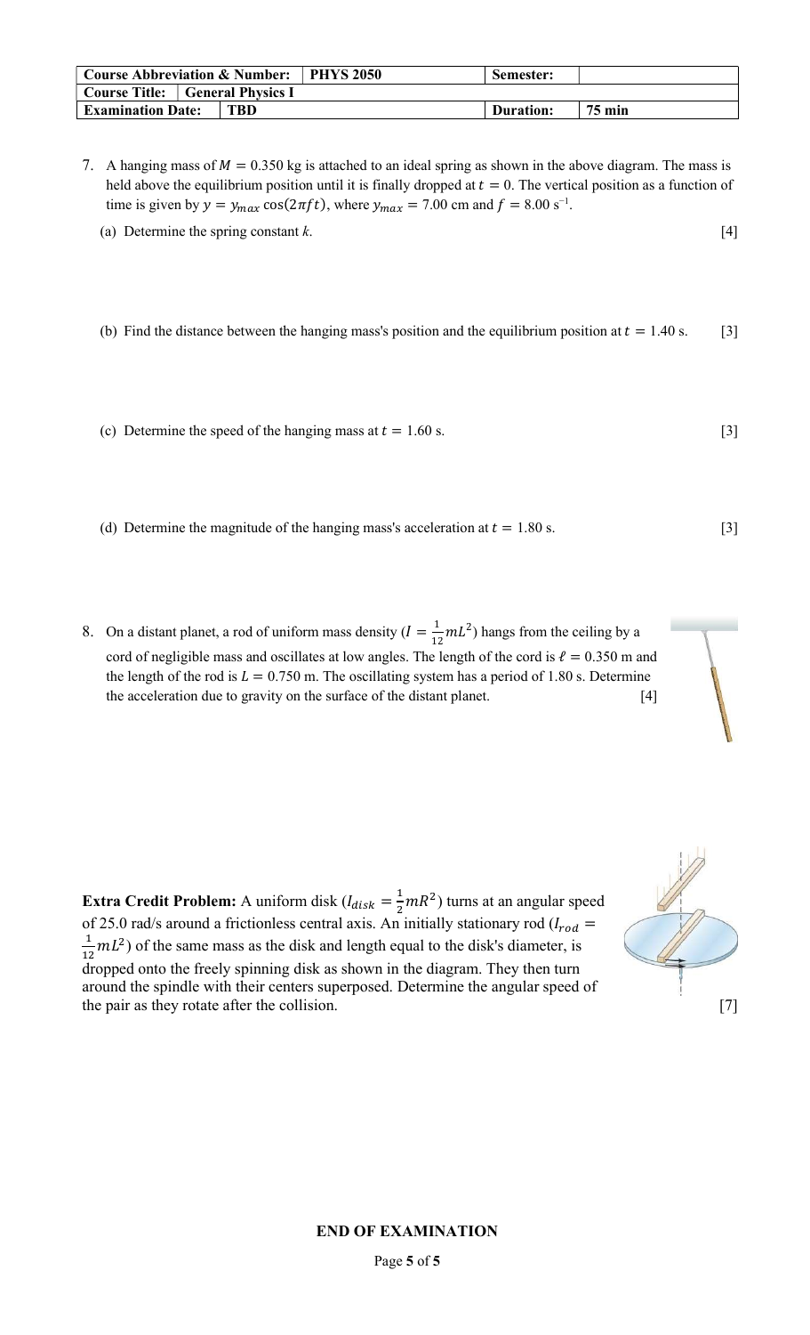| Course Abbreviation & Number: | PHYS 2050 | Semester: | |
|---|---|---|---|
| Course Title: | General Physics I | | |
| Examination Date: | TBD | Duration: | 75 min |

7. A hanging mass of $M = 0.350$ kg is attached to an ideal spring as shown in the above diagram. The mass is held above the equilibrium position until it is finally dropped at $t = 0$. The vertical position as a function of time is given by $y = y_{max}\cos(2\pi f t)$, where $y_{max} = 7.00$ cm and $f = 8.00\ \text{s}^{-1}$.

   (a) Determine the spring constant *k*. [4]

   (b) Find the distance between the hanging mass's position and the equilibrium position at $t = 1.40$ s. [3]

   (c) Determine the speed of the hanging mass at $t = 1.60$ s. [3]

   (d) Determine the magnitude of the hanging mass's acceleration at $t = 1.80$ s. [3]

8. On a distant planet, a rod of uniform mass density ($I = \frac{1}{12}mL^2$) hangs from the ceiling by a cord of negligible mass and oscillates at low angles. The length of the cord is $\ell = 0.350$ m and the length of the rod is $L = 0.750$ m. The oscillating system has a period of 1.80 s. Determine the acceleration due to gravity on the surface of the distant planet. [4]

**Extra Credit Problem:** A uniform disk ($I_{disk} = \frac{1}{2}mR^2$) turns at an angular speed of 25.0 rad/s around a frictionless central axis. An initially stationary rod ($I_{rod} = \frac{1}{12}mL^2$) of the same mass as the disk and length equal to the disk's diameter, is dropped onto the freely spinning disk as shown in the diagram. They then turn around the spindle with their centers superposed. Determine the angular speed of the pair as they rotate after the collision. [7]

**END OF EXAMINATION**